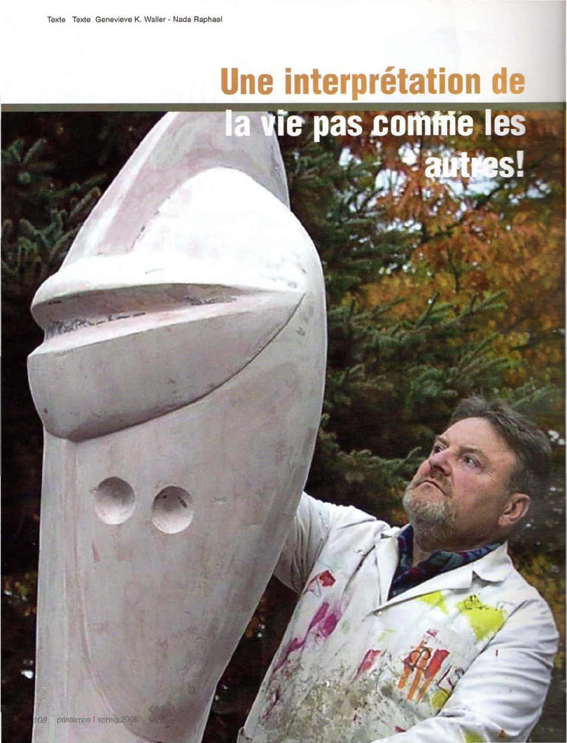Texte Texte Genevieve K. Waller - Nada Raphael

# Une interprétation de la vie pas comme les autres!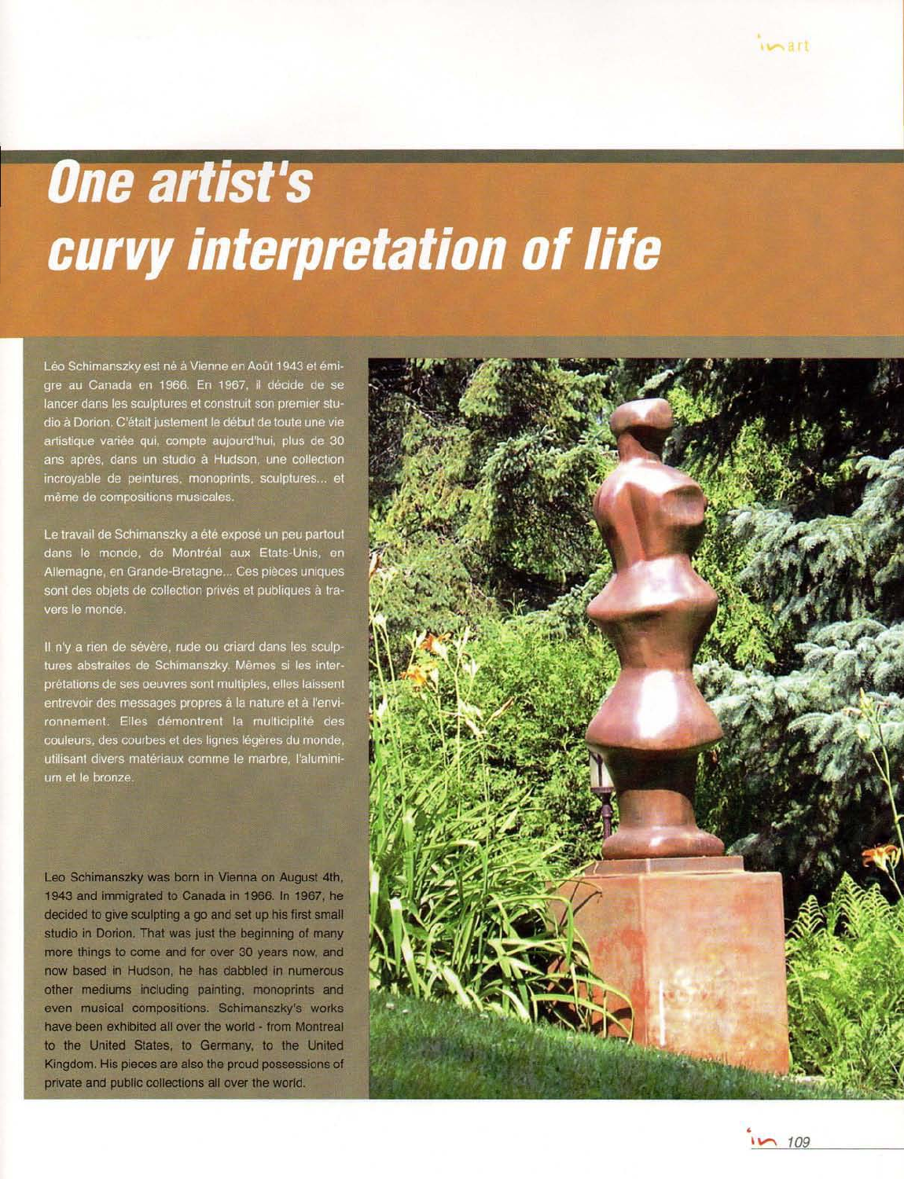# One artist's curvy interpretation of life

Léo Schimanszky est né à Vienne en Août 1943 et émigre au Canada en 1966. En 1967, il décide de se lancer dans les sculptures et construit son premier studio à Dorion. C'était justement le début de toute une vie artistique variée qui, compte aujourd'hui, plus de 30 ans après, dans un studio à Hudson, une collection incroyable de peintures, monoprints, sculptures... et même de compositions musicales.

Le travail de Schimanszky a été exposé un peu partout dans le monde, de Montréal aux Etats-Unis, en Allemagne, en Grande-Bretagne... Ces pièces uniques sont des objets de collection privés et publiques à travers le monde.

Il n'y a rien de sévère, rude ou criard dans les sculptures abstraites de Schimanszky. Mêmes si les interprétations de ses oeuvres sont multiples, elles laissent entrevoir des messages propres à la nature et à l'environnement. Elles démontrent la multiciplité des couleurs, des courbes et des lignes légères du monde, utilisant divers matériaux comme le marbre, l'aluminium et le bronze.

Leo Schimanszky was born in Vienna on August 4th, 1943 and immigrated to Canada in 1966. In 1967, he decided to give sculpting a go and set up his first small studio in Dorion. That was just the beginning of many more things to come and for over 30 years now, and now based in Hudson, he has dabbled in numerous other mediums including painting, monoprints and even musical compositions. Schimanszky's works have been exhibited all over the world - from Montreal to the United States, to Germany, to the United Kingdom. His pieces are also the proud possessions of private and public collections all over the world.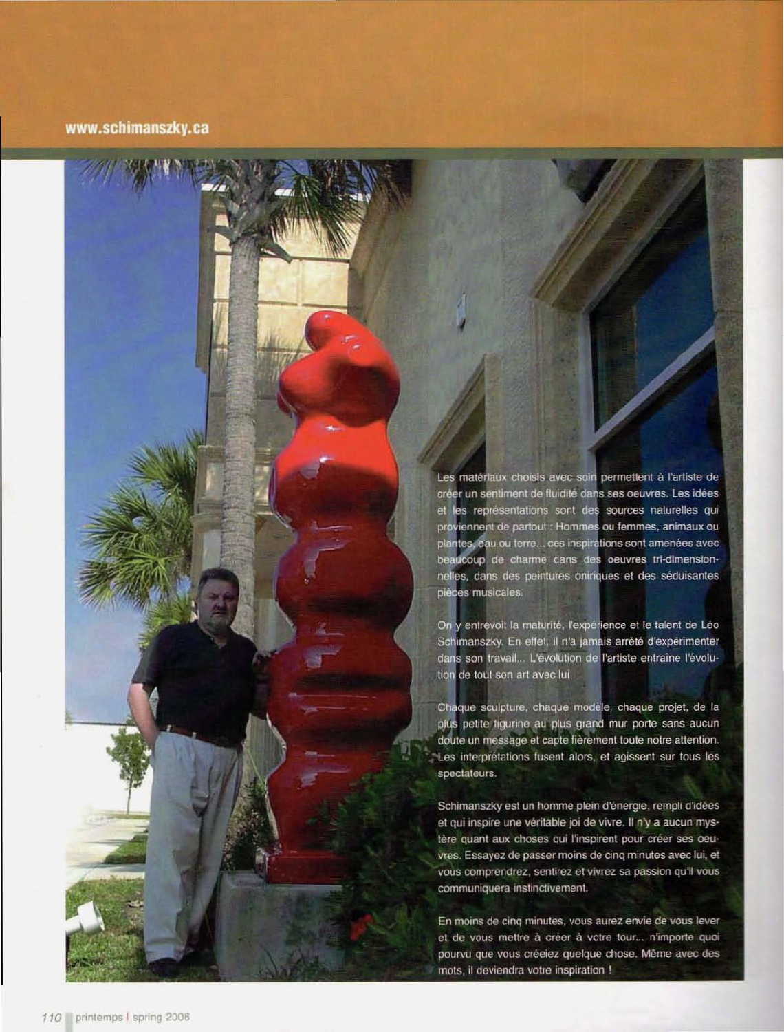www.schimanszky.ca

Les matériaux choisis avec soin permettent à l'artiste de créer un sentiment de fluidité dans ses oeuvres. Les idées et les représentations sont des sources naturelles qui proviennent de partout : Hommes ou femmes, animaux ou plantes, eau ou terre... ces inspirations sont amenées avec beaucoup de charme dans des oeuvres tri-dimensionnelles, dans des peintures oniriques et des séduisantes pièces musicales.

On y entrevoit la maturité, l'expérience et le talent de Léo Schimanszky. En effet, il n'a jamais arrêté d'expérimenter dans son travail... L'évolution de l'artiste entraîne l'évolution de tout son art avec lui.

Chaque sculpture, chaque modèle, chaque projet, de la plus petite figurine au plus grand mur porte sans aucun doute un message et capte fièrement toute notre attention. Les interprétations fusent alors, et agissent sur tous les spectateurs.

Schimanszky est un homme plein d'énergie, rempli d'idées et qui inspire une véritable joi de vivre. Il n'y a aucun mystère quant aux choses qui l'inspirent pour créer ses oeuvres. Essayez de passer moins de cinq minutes avec lui, et vous comprendrez, sentirez et vivrez sa passion qu'il vous communiquera instinctivement.

En moins de cinq minutes, vous aurez envie de vous lever et de vous mettre à créer à votre tour... n'importe quoi pourvu que vous créeiez quelque chose. Même avec des mots, il deviendra votre inspiration !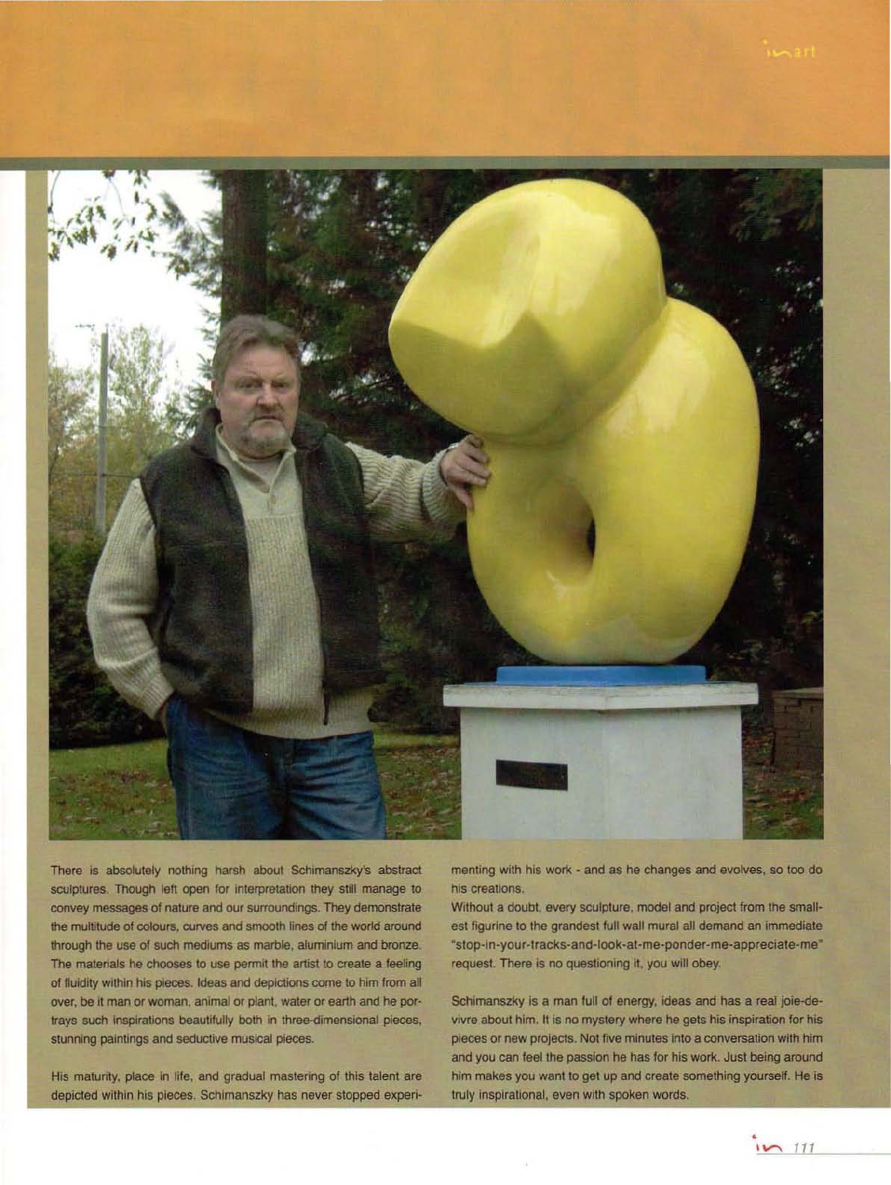There is absolutely nothing harsh about Schimanszky's abstract sculptures. Though left open for interpretation they still manage to convey messages of nature and our surroundings. They demonstrate the multitude of colours, curves and smooth lines of the world around through the use of such mediums as marble, aluminium and bronze. The materials he chooses to use permit the artist to create a feeling of fluidity within his pieces. Ideas and depictions come to him from all over, be it man or woman, animal or plant, water or earth and he portrays such inspirations beautifully both in three-dimensional pieces, stunning paintings and seductive musical pieces.

His maturity, place in life, and gradual mastering of this talent are depicted within his pieces. Schimanszky has never stopped experimenting with his work - and as he changes and evolves, so too do his creations.

Without a doubt, every sculpture, model and project from the smallest figurine to the grandest full wall mural all demand an immediate "stop-in-your-tracks-and-look-at-me-ponder-me-appreciate-me" request. There is no questioning it, you will obey.

Schimanszky is a man full of energy, ideas and has a real joie-de-vivre about him. It is no mystery where he gets his inspiration for his pieces or new projects. Not five minutes into a conversation with him and you can feel the passion he has for his work. Just being around him makes you want to get up and create something yourself. He is truly inspirational, even with spoken words.